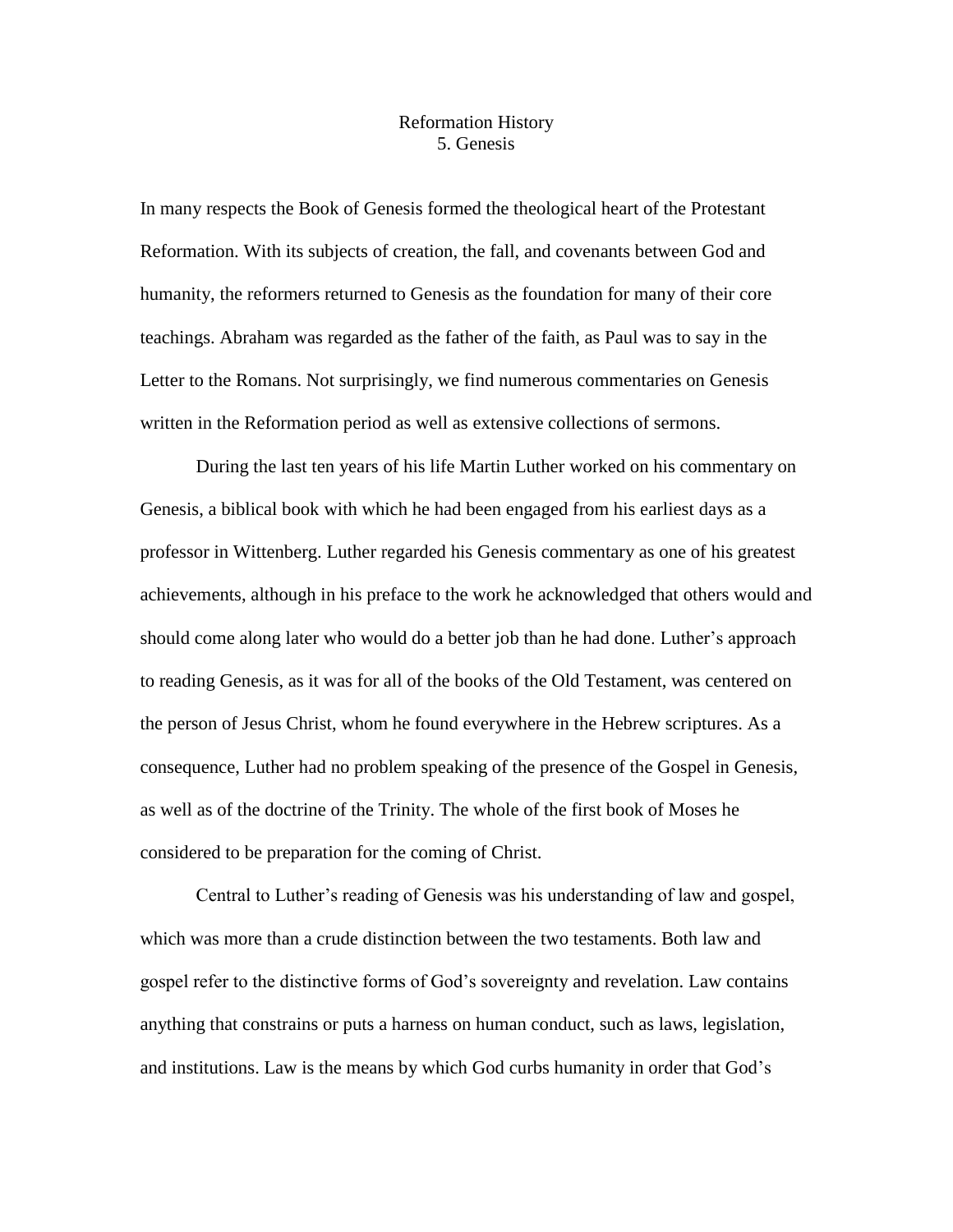# Reformation History
## 5. Genesis

In many respects the Book of Genesis formed the theological heart of the Protestant Reformation. With its subjects of creation, the fall, and covenants between God and humanity, the reformers returned to Genesis as the foundation for many of their core teachings. Abraham was regarded as the father of the faith, as Paul was to say in the Letter to the Romans. Not surprisingly, we find numerous commentaries on Genesis written in the Reformation period as well as extensive collections of sermons.

During the last ten years of his life Martin Luther worked on his commentary on Genesis, a biblical book with which he had been engaged from his earliest days as a professor in Wittenberg. Luther regarded his Genesis commentary as one of his greatest achievements, although in his preface to the work he acknowledged that others would and should come along later who would do a better job than he had done. Luther's approach to reading Genesis, as it was for all of the books of the Old Testament, was centered on the person of Jesus Christ, whom he found everywhere in the Hebrew scriptures. As a consequence, Luther had no problem speaking of the presence of the Gospel in Genesis, as well as of the doctrine of the Trinity. The whole of the first book of Moses he considered to be preparation for the coming of Christ.

Central to Luther's reading of Genesis was his understanding of law and gospel, which was more than a crude distinction between the two testaments. Both law and gospel refer to the distinctive forms of God's sovereignty and revelation. Law contains anything that constrains or puts a harness on human conduct, such as laws, legislation, and institutions. Law is the means by which God curbs humanity in order that God's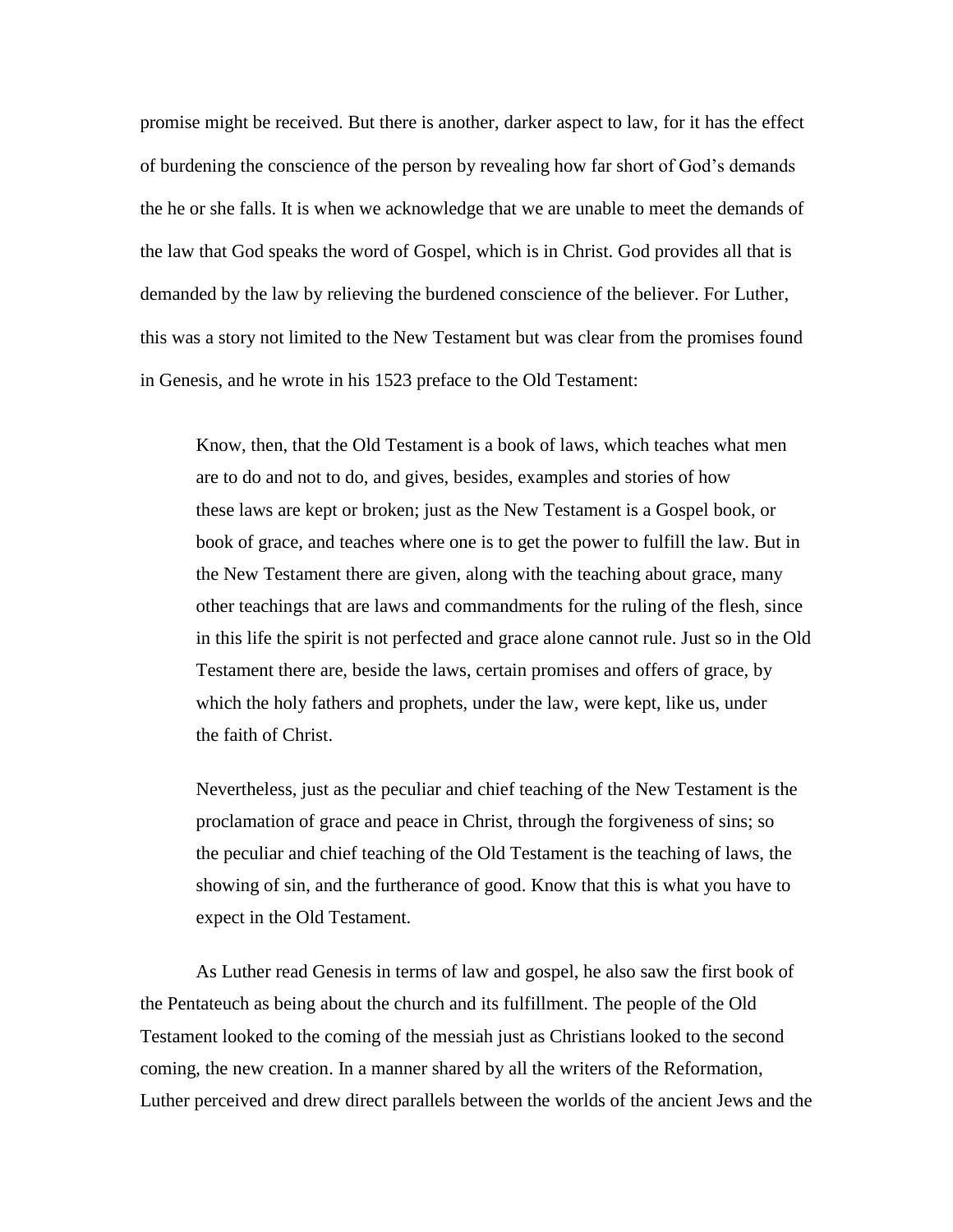promise might be received. But there is another, darker aspect to law, for it has the effect of burdening the conscience of the person by revealing how far short of God's demands the he or she falls. It is when we acknowledge that we are unable to meet the demands of the law that God speaks the word of Gospel, which is in Christ. God provides all that is demanded by the law by relieving the burdened conscience of the believer. For Luther, this was a story not limited to the New Testament but was clear from the promises found in Genesis, and he wrote in his 1523 preface to the Old Testament:

> Know, then, that the Old Testament is a book of laws, which teaches what men are to do and not to do, and gives, besides, examples and stories of how these laws are kept or broken; just as the New Testament is a Gospel book, or book of grace, and teaches where one is to get the power to fulfill the law. But in the New Testament there are given, along with the teaching about grace, many other teachings that are laws and commandments for the ruling of the flesh, since in this life the spirit is not perfected and grace alone cannot rule. Just so in the Old Testament there are, beside the laws, certain promises and offers of grace, by which the holy fathers and prophets, under the law, were kept, like us, under the faith of Christ.
>
> Nevertheless, just as the peculiar and chief teaching of the New Testament is the proclamation of grace and peace in Christ, through the forgiveness of sins; so the peculiar and chief teaching of the Old Testament is the teaching of laws, the showing of sin, and the furtherance of good. Know that this is what you have to expect in the Old Testament.

As Luther read Genesis in terms of law and gospel, he also saw the first book of the Pentateuch as being about the church and its fulfillment. The people of the Old Testament looked to the coming of the messiah just as Christians looked to the second coming, the new creation. In a manner shared by all the writers of the Reformation, Luther perceived and drew direct parallels between the worlds of the ancient Jews and the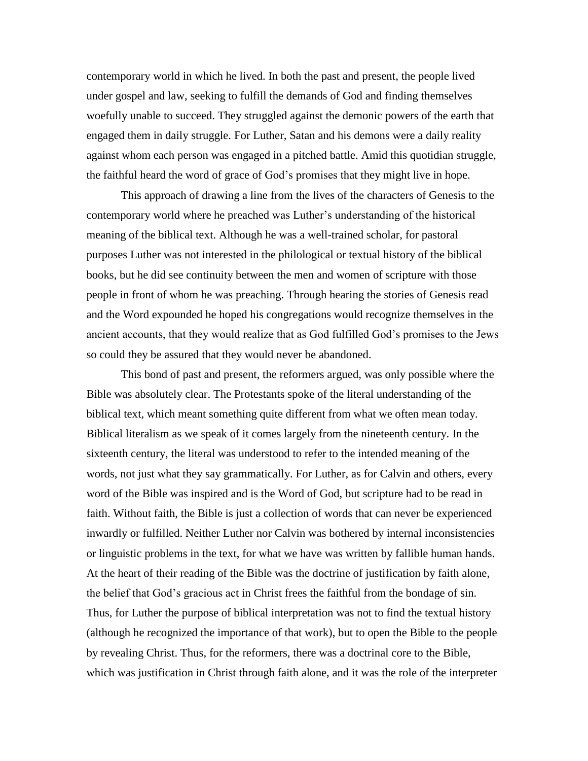contemporary world in which he lived. In both the past and present, the people lived under gospel and law, seeking to fulfill the demands of God and finding themselves woefully unable to succeed. They struggled against the demonic powers of the earth that engaged them in daily struggle. For Luther, Satan and his demons were a daily reality against whom each person was engaged in a pitched battle. Amid this quotidian struggle, the faithful heard the word of grace of God's promises that they might live in hope.

This approach of drawing a line from the lives of the characters of Genesis to the contemporary world where he preached was Luther's understanding of the historical meaning of the biblical text. Although he was a well-trained scholar, for pastoral purposes Luther was not interested in the philological or textual history of the biblical books, but he did see continuity between the men and women of scripture with those people in front of whom he was preaching. Through hearing the stories of Genesis read and the Word expounded he hoped his congregations would recognize themselves in the ancient accounts, that they would realize that as God fulfilled God's promises to the Jews so could they be assured that they would never be abandoned.

This bond of past and present, the reformers argued, was only possible where the Bible was absolutely clear. The Protestants spoke of the literal understanding of the biblical text, which meant something quite different from what we often mean today. Biblical literalism as we speak of it comes largely from the nineteenth century. In the sixteenth century, the literal was understood to refer to the intended meaning of the words, not just what they say grammatically. For Luther, as for Calvin and others, every word of the Bible was inspired and is the Word of God, but scripture had to be read in faith. Without faith, the Bible is just a collection of words that can never be experienced inwardly or fulfilled. Neither Luther nor Calvin was bothered by internal inconsistencies or linguistic problems in the text, for what we have was written by fallible human hands. At the heart of their reading of the Bible was the doctrine of justification by faith alone, the belief that God's gracious act in Christ frees the faithful from the bondage of sin. Thus, for Luther the purpose of biblical interpretation was not to find the textual history (although he recognized the importance of that work), but to open the Bible to the people by revealing Christ. Thus, for the reformers, there was a doctrinal core to the Bible, which was justification in Christ through faith alone, and it was the role of the interpreter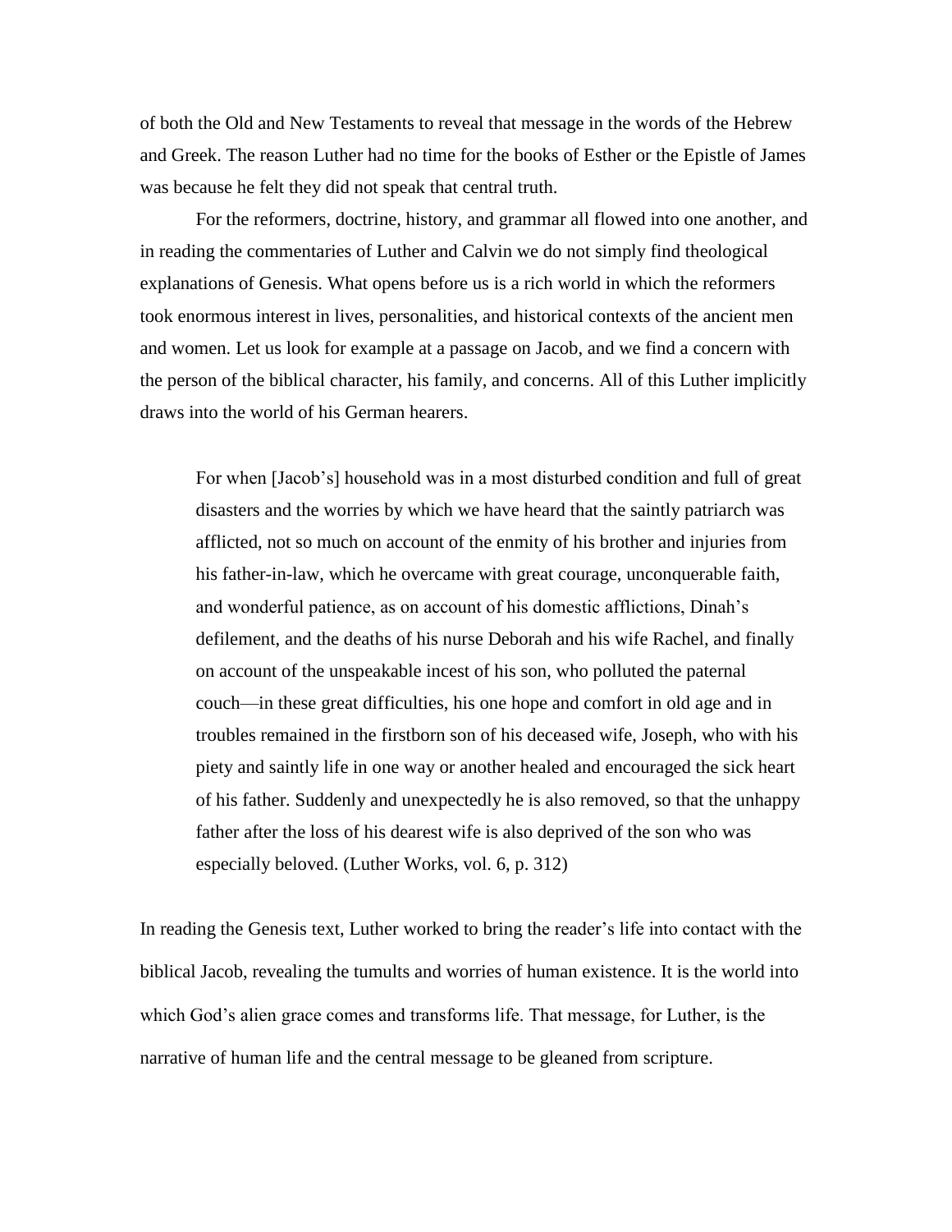of both the Old and New Testaments to reveal that message in the words of the Hebrew and Greek. The reason Luther had no time for the books of Esther or the Epistle of James was because he felt they did not speak that central truth.

For the reformers, doctrine, history, and grammar all flowed into one another, and in reading the commentaries of Luther and Calvin we do not simply find theological explanations of Genesis. What opens before us is a rich world in which the reformers took enormous interest in lives, personalities, and historical contexts of the ancient men and women. Let us look for example at a passage on Jacob, and we find a concern with the person of the biblical character, his family, and concerns. All of this Luther implicitly draws into the world of his German hearers.

> For when [Jacob's] household was in a most disturbed condition and full of great disasters and the worries by which we have heard that the saintly patriarch was afflicted, not so much on account of the enmity of his brother and injuries from his father-in-law, which he overcame with great courage, unconquerable faith, and wonderful patience, as on account of his domestic afflictions, Dinah's defilement, and the deaths of his nurse Deborah and his wife Rachel, and finally on account of the unspeakable incest of his son, who polluted the paternal couch—in these great difficulties, his one hope and comfort in old age and in troubles remained in the firstborn son of his deceased wife, Joseph, who with his piety and saintly life in one way or another healed and encouraged the sick heart of his father. Suddenly and unexpectedly he is also removed, so that the unhappy father after the loss of his dearest wife is also deprived of the son who was especially beloved. (Luther Works, vol. 6, p. 312)

In reading the Genesis text, Luther worked to bring the reader's life into contact with the biblical Jacob, revealing the tumults and worries of human existence. It is the world into which God's alien grace comes and transforms life. That message, for Luther, is the narrative of human life and the central message to be gleaned from scripture.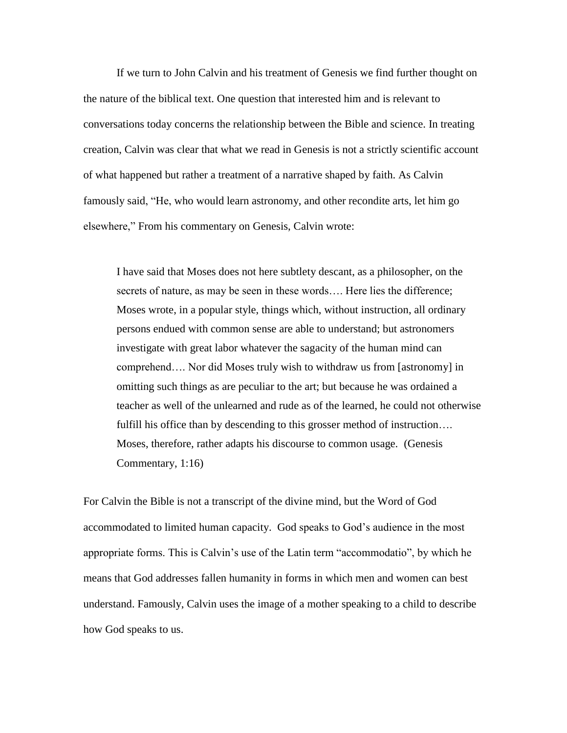If we turn to John Calvin and his treatment of Genesis we find further thought on the nature of the biblical text. One question that interested him and is relevant to conversations today concerns the relationship between the Bible and science. In treating creation, Calvin was clear that what we read in Genesis is not a strictly scientific account of what happened but rather a treatment of a narrative shaped by faith. As Calvin famously said, "He, who would learn astronomy, and other recondite arts, let him go elsewhere," From his commentary on Genesis, Calvin wrote:

> I have said that Moses does not here subtlety descant, as a philosopher, on the secrets of nature, as may be seen in these words…. Here lies the difference; Moses wrote, in a popular style, things which, without instruction, all ordinary persons endued with common sense are able to understand; but astronomers investigate with great labor whatever the sagacity of the human mind can comprehend…. Nor did Moses truly wish to withdraw us from [astronomy] in omitting such things as are peculiar to the art; but because he was ordained a teacher as well of the unlearned and rude as of the learned, he could not otherwise fulfill his office than by descending to this grosser method of instruction…. Moses, therefore, rather adapts his discourse to common usage. (Genesis Commentary, 1:16)

For Calvin the Bible is not a transcript of the divine mind, but the Word of God accommodated to limited human capacity. God speaks to God's audience in the most appropriate forms. This is Calvin's use of the Latin term "accommodatio", by which he means that God addresses fallen humanity in forms in which men and women can best understand. Famously, Calvin uses the image of a mother speaking to a child to describe how God speaks to us.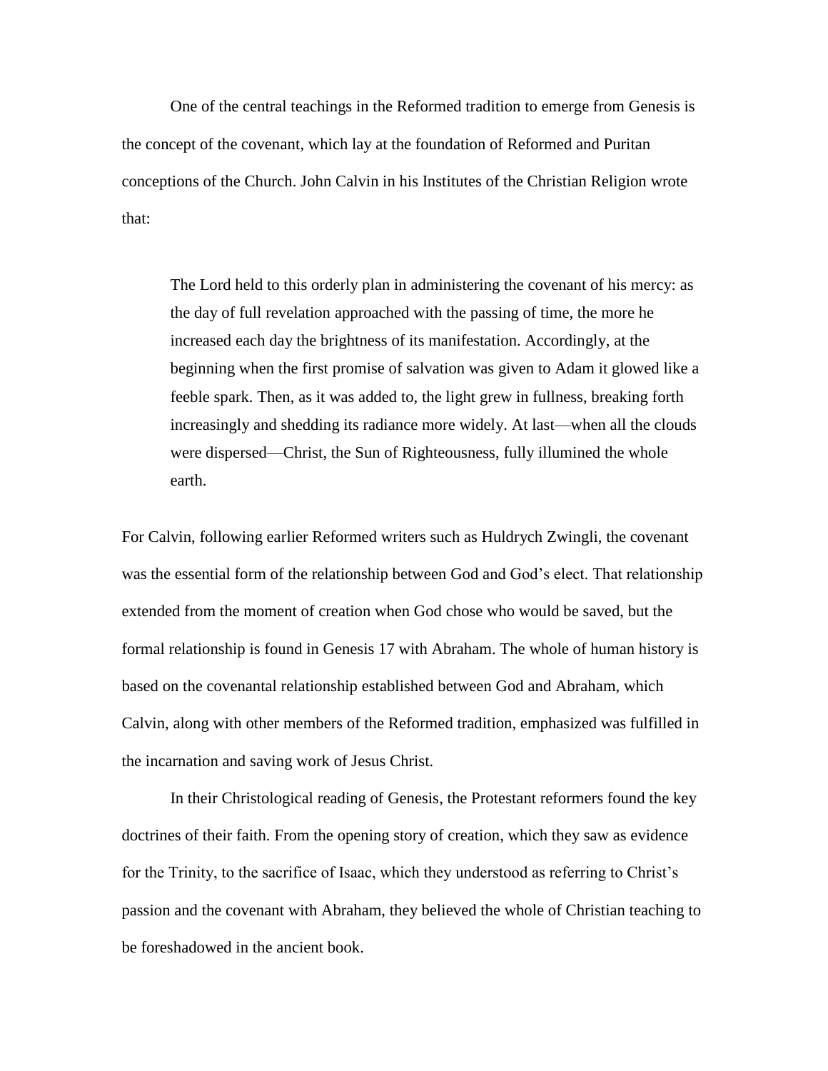One of the central teachings in the Reformed tradition to emerge from Genesis is the concept of the covenant, which lay at the foundation of Reformed and Puritan conceptions of the Church. John Calvin in his Institutes of the Christian Religion wrote that:

> The Lord held to this orderly plan in administering the covenant of his mercy: as the day of full revelation approached with the passing of time, the more he increased each day the brightness of its manifestation. Accordingly, at the beginning when the first promise of salvation was given to Adam it glowed like a feeble spark. Then, as it was added to, the light grew in fullness, breaking forth increasingly and shedding its radiance more widely. At last—when all the clouds were dispersed—Christ, the Sun of Righteousness, fully illumined the whole earth.

For Calvin, following earlier Reformed writers such as Huldrych Zwingli, the covenant was the essential form of the relationship between God and God's elect. That relationship extended from the moment of creation when God chose who would be saved, but the formal relationship is found in Genesis 17 with Abraham. The whole of human history is based on the covenantal relationship established between God and Abraham, which Calvin, along with other members of the Reformed tradition, emphasized was fulfilled in the incarnation and saving work of Jesus Christ.

In their Christological reading of Genesis, the Protestant reformers found the key doctrines of their faith. From the opening story of creation, which they saw as evidence for the Trinity, to the sacrifice of Isaac, which they understood as referring to Christ's passion and the covenant with Abraham, they believed the whole of Christian teaching to be foreshadowed in the ancient book.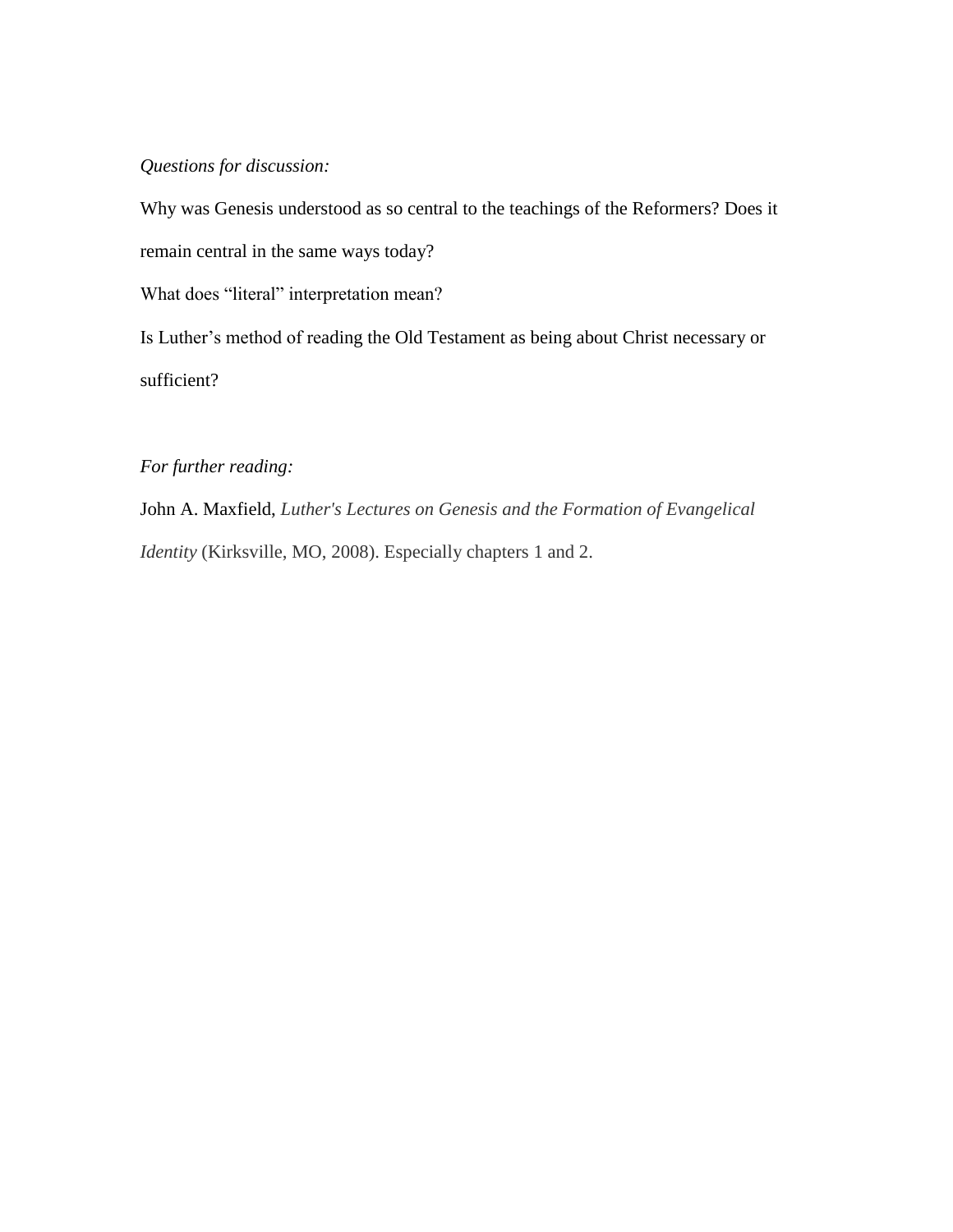*Questions for discussion:*

Why was Genesis understood as so central to the teachings of the Reformers? Does it remain central in the same ways today?

What does "literal" interpretation mean?

Is Luther's method of reading the Old Testament as being about Christ necessary or sufficient?

*For further reading:*

John A. Maxfield, *Luther's Lectures on Genesis and the Formation of Evangelical Identity* (Kirksville, MO, 2008). Especially chapters 1 and 2.